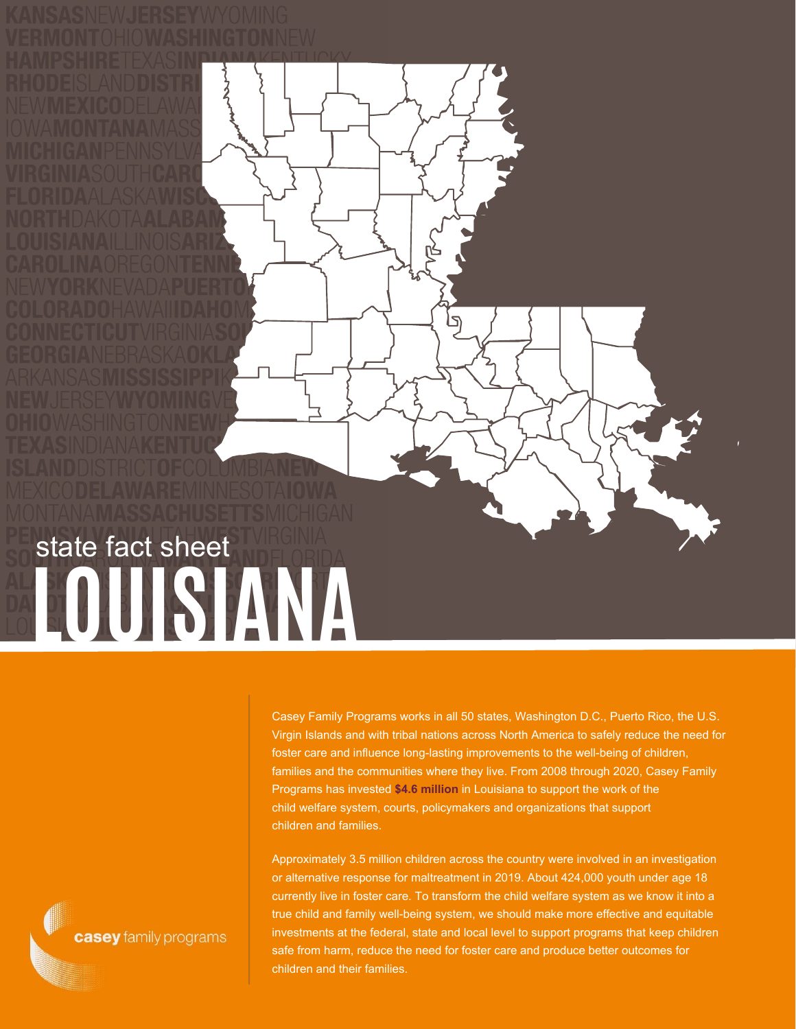state fact sheet

# LOUISIANA

Casey Family Programs works in all 50 states, Washington D.C., Puerto Rico, the U.S. Virgin Islands and with tribal nations across North America to safely reduce the need for foster care and influence long-lasting improvements to the well-being of children, families and the communities where they live. From 2008 through 2020, Casey Family Programs has invested **$4.6 million** in Louisiana to support the work of the child welfare system, courts, policymakers and organizations that support children and families.

Approximately 3.5 million children across the country were involved in an investigation or alternative response for maltreatment in 2019. About 424,000 youth under age 18 currently live in foster care. To transform the child welfare system as we know it into a true child and family well-being system, we should make more effective and equitable investments at the federal, state and local level to support programs that keep children safe from harm, reduce the need for foster care and produce better outcomes for children and their families.

casey family programs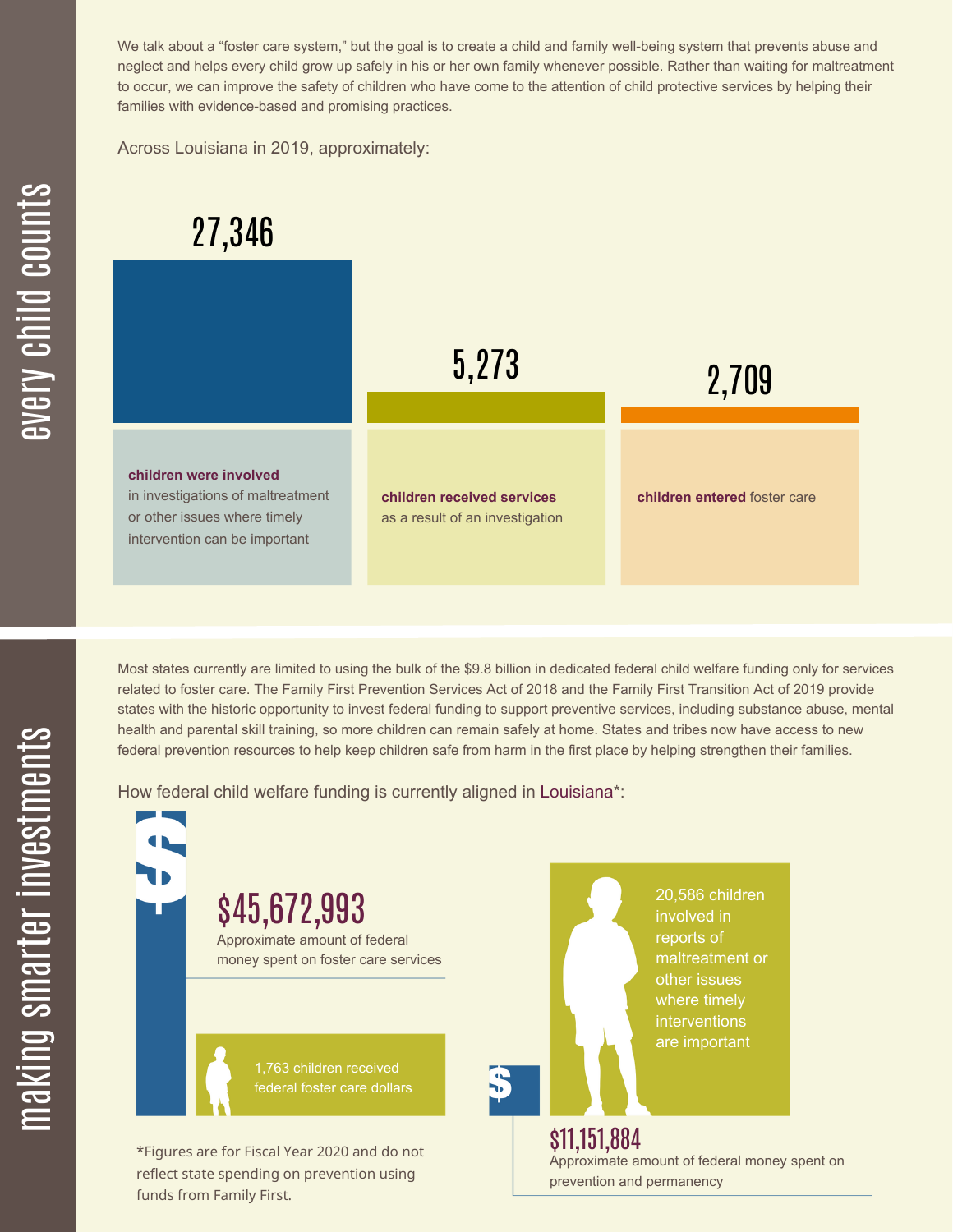## every child counts

We talk about a "foster care system," but the goal is to create a child and family well-being system that prevents abuse and neglect and helps every child grow up safely in his or her own family whenever possible. Rather than waiting for maltreatment to occur, we can improve the safety of children who have come to the attention of child protective services by helping their families with evidence-based and promising practices.

Across Louisiana in 2019, approximately:

**27,346**

**children were involved** in investigations of maltreatment or other issues where timely intervention can be important

**5,273**

**children received services** as a result of an investigation

**2,709**

**children entered** foster care

## making smarter investments

Most states currently are limited to using the bulk of the $9.8 billion in dedicated federal child welfare funding only for services related to foster care. The Family First Prevention Services Act of 2018 and the Family First Transition Act of 2019 provide states with the historic opportunity to invest federal funding to support preventive services, including substance abuse, mental health and parental skill training, so more children can remain safely at home. States and tribes now have access to new federal prevention resources to help keep children safe from harm in the first place by helping strengthen their families.

How federal child welfare funding is currently aligned in Louisiana*:

**$45,672,993**

Approximate amount of federal money spent on foster care services

1,763 children received federal foster care dollars

20,586 children involved in reports of maltreatment or other issues where timely interventions are important

**$11,151,884**

Approximate amount of federal money spent on prevention and permanency

*Figures are for Fiscal Year 2020 and do not reflect state spending on prevention using funds from Family First.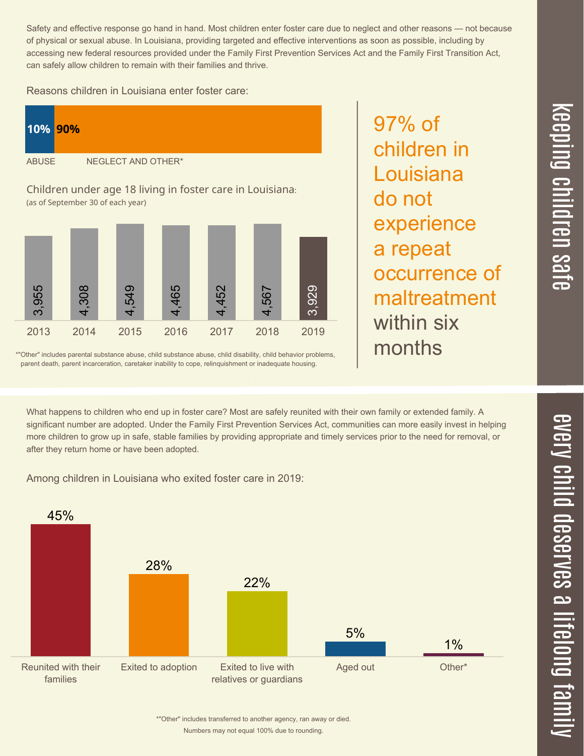## keeping children safe

Safety and effective response go hand in hand. Most children enter foster care due to neglect and other reasons — not because of physical or sexual abuse. In Louisiana, providing targeted and effective interventions as soon as possible, including by accessing new federal resources provided under the Family First Prevention Services Act and the Family First Transition Act, can safely allow children to remain with their families and thrive.

Reasons children in Louisiana enter foster care:

| ABUSE | NEGLECT AND OTHER* |
|---|---|
| 10% | 90% |

Children under age 18 living in foster care in Louisiana:
(as of September 30 of each year)

| 2013 | 2014 | 2015 | 2016 | 2017 | 2018 | 2019 |
|---|---|---|---|---|---|---|
| 3,955 | 4,308 | 4,549 | 4,465 | 4,452 | 4,567 | 3,929 |

*"Other" includes parental substance abuse, child substance abuse, child disability, child behavior problems, parent death, parent incarceration, caretaker inability to cope, relinquishment or inadequate housing.

97% of children in Louisiana do not experience a repeat occurrence of maltreatment within six months

## every child deserves a lifelong family

What happens to children who end up in foster care? Most are safely reunited with their own family or extended family. A significant number are adopted. Under the Family First Prevention Services Act, communities can more easily invest in helping more children to grow up in safe, stable families by providing appropriate and timely services prior to the need for removal, or after they return home or have been adopted.

Among children in Louisiana who exited foster care in 2019:

| Reunited with their families | Exited to adoption | Exited to live with relatives or guardians | Aged out | Other* |
|---|---|---|---|---|
| 45% | 28% | 22% | 5% | 1% |

*"Other" includes transferred to another agency, ran away or died.
Numbers may not equal 100% due to rounding.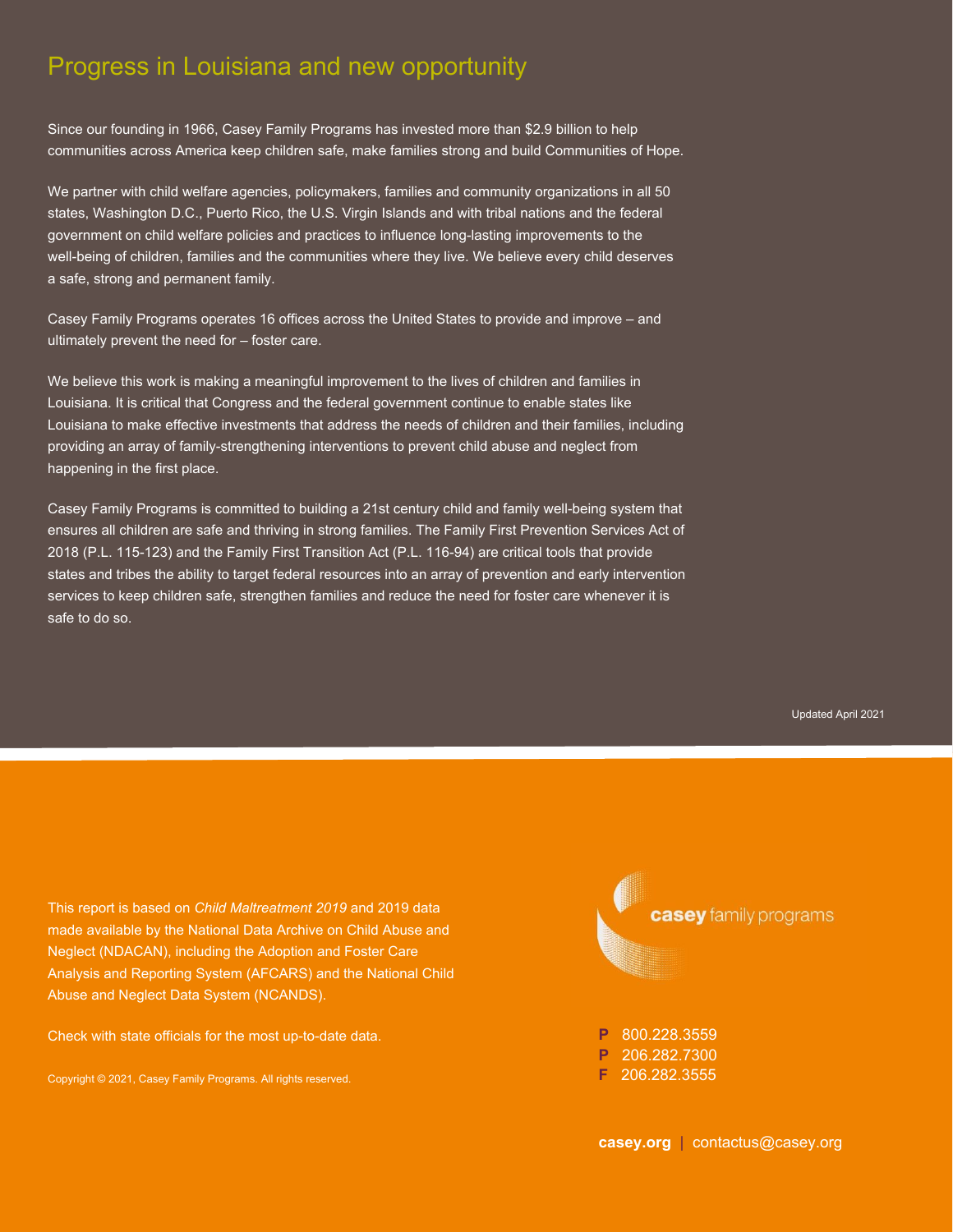## Progress in Louisiana and new opportunity

Since our founding in 1966, Casey Family Programs has invested more than $2.9 billion to help communities across America keep children safe, make families strong and build Communities of Hope.

We partner with child welfare agencies, policymakers, families and community organizations in all 50 states, Washington D.C., Puerto Rico, the U.S. Virgin Islands and with tribal nations and the federal government on child welfare policies and practices to influence long-lasting improvements to the well-being of children, families and the communities where they live. We believe every child deserves a safe, strong and permanent family.

Casey Family Programs operates 16 offices across the United States to provide and improve – and ultimately prevent the need for – foster care.

We believe this work is making a meaningful improvement to the lives of children and families in Louisiana. It is critical that Congress and the federal government continue to enable states like Louisiana to make effective investments that address the needs of children and their families, including providing an array of family-strengthening interventions to prevent child abuse and neglect from happening in the first place.

Casey Family Programs is committed to building a 21st century child and family well-being system that ensures all children are safe and thriving in strong families. The Family First Prevention Services Act of 2018 (P.L. 115-123) and the Family First Transition Act (P.L. 116-94) are critical tools that provide states and tribes the ability to target federal resources into an array of prevention and early intervention services to keep children safe, strengthen families and reduce the need for foster care whenever it is safe to do so.

Updated April 2021

This report is based on *Child Maltreatment 2019* and 2019 data made available by the National Data Archive on Child Abuse and Neglect (NDACAN), including the Adoption and Foster Care Analysis and Reporting System (AFCARS) and the National Child Abuse and Neglect Data System (NCANDS).

Check with state officials for the most up-to-date data.

Copyright © 2021, Casey Family Programs. All rights reserved.

**casey** family programs

**P** 800.228.3559
**P** 206.282.7300
**F** 206.282.3555

**casey.org** | contactus@casey.org